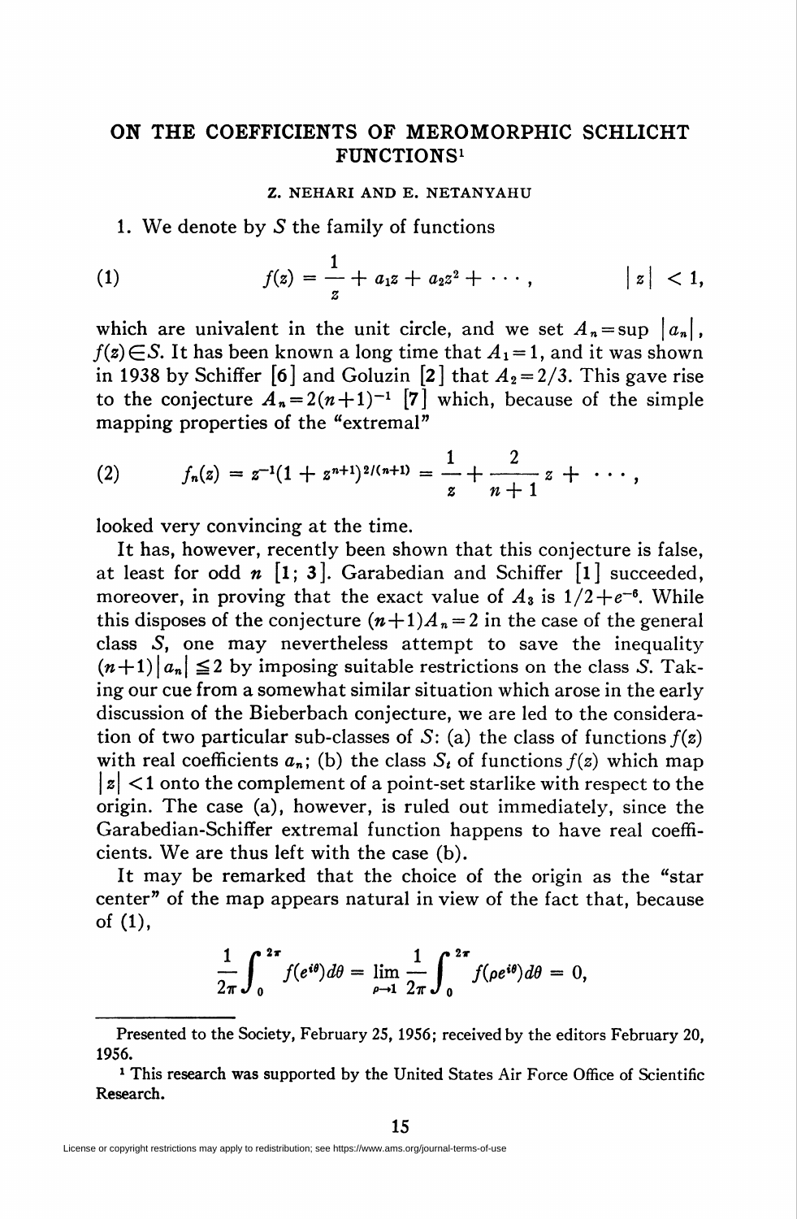# ON THE COEFFICIENTS OF MEROMORPHIC SCHLICHT FUNCTIONS[1]

Z. NEHARI AND E. NETANYAHU

1. We denote by $S$ the family of functions

$$f(z) = \frac{1}{z} + a_1 z + a_2 z^2 + \cdots, \qquad |z| < 1, \tag{1}$$

which are univalent in the unit circle, and we set $A_n = \sup |a_n|$, $f(z) \in S$. It has been known a long time that $A_1 = 1$, and it was shown in 1938 by Schiffer [6] and Goluzin [2] that $A_2 = 2/3$. This gave rise to the conjecture $A_n = 2(n+1)^{-1}$ [7] which, because of the simple mapping properties of the "extremal"

$$f_n(z) = z^{-1}(1 + z^{n+1})^{2/(n+1)} = \frac{1}{z} + \frac{2}{n+1} z + \cdots, \tag{2}$$

looked very convincing at the time.

It has, however, recently been shown that this conjecture is false, at least for odd $n$ [1; 3]. Garabedian and Schiffer [1] succeeded, moreover, in proving that the exact value of $A_3$ is $1/2 + e^{-6}$. While this disposes of the conjecture $(n+1)A_n = 2$ in the case of the general class $S$, one may nevertheless attempt to save the inequality $(n+1)|a_n| \leqq 2$ by imposing suitable restrictions on the class $S$. Taking our cue from a somewhat similar situation which arose in the early discussion of the Bieberbach conjecture, we are led to the consideration of two particular sub-classes of $S$: (a) the class of functions $f(z)$ with real coefficients $a_n$; (b) the class $S_t$ of functions $f(z)$ which map $|z| < 1$ onto the complement of a point-set starlike with respect to the origin. The case (a), however, is ruled out immediately, since the Garabedian-Schiffer extremal function happens to have real coefficients. We are thus left with the case (b).

It may be remarked that the choice of the origin as the "star center" of the map appears natural in view of the fact that, because of (1),

$$\frac{1}{2\pi}\int_0^{2\pi} f(e^{i\theta})d\theta = \lim_{\rho \to 1} \frac{1}{2\pi}\int_0^{2\pi} f(\rho e^{i\theta})d\theta = 0,$$

---

Presented to the Society, February 25, 1956; received by the editors February 20, 1956.

[1] This research was supported by the United States Air Force Office of Scientific Research.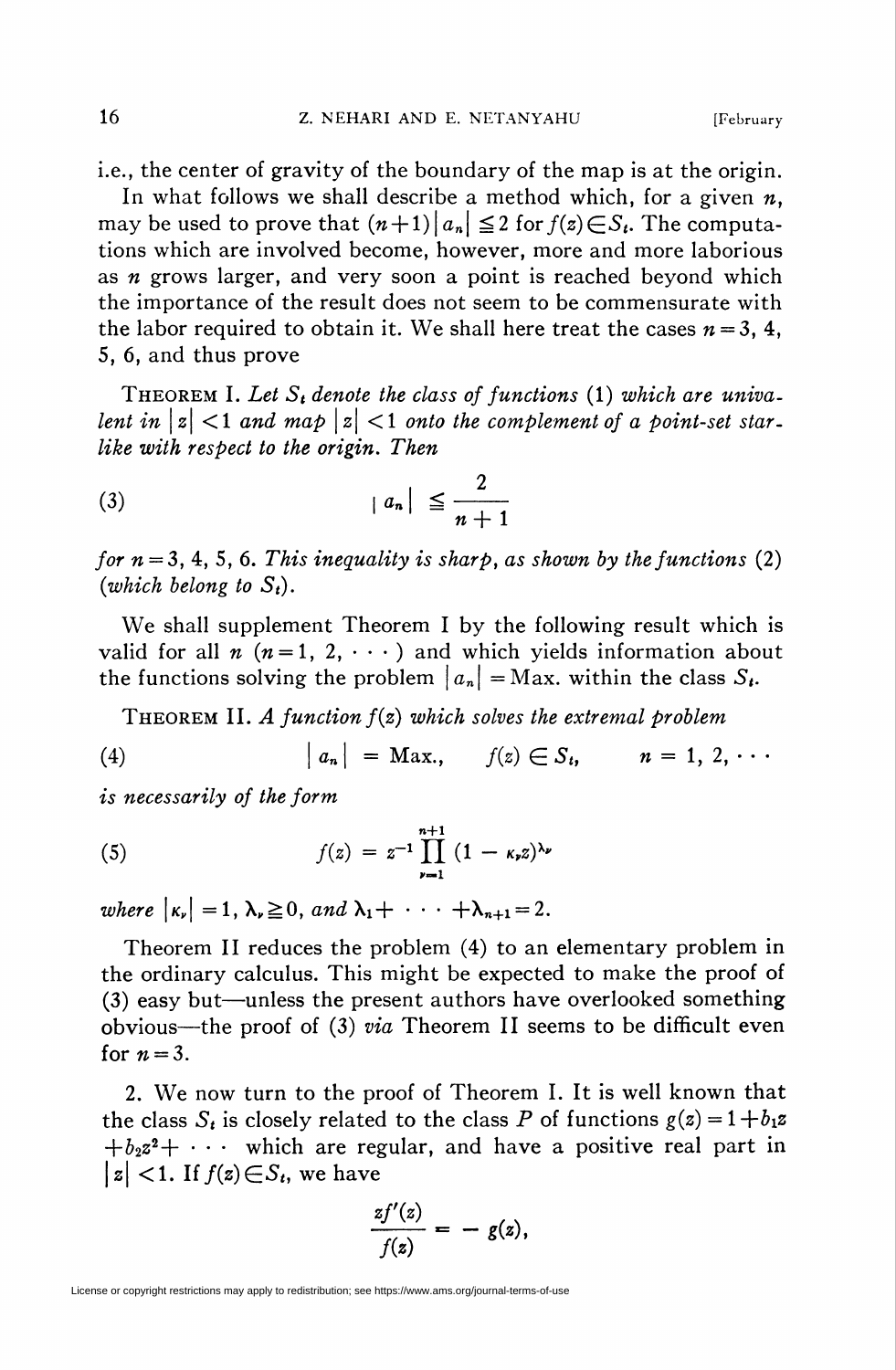i.e., the center of gravity of the boundary of the map is at the origin.

In what follows we shall describe a method which, for a given $n$, may be used to prove that $(n+1)|a_n| \leqq 2$ for $f(z) \in S_t$. The computations which are involved become, however, more and more laborious as $n$ grows larger, and very soon a point is reached beyond which the importance of the result does not seem to be commensurate with the labor required to obtain it. We shall here treat the cases $n=3, 4, 5, 6$, and thus prove

THEOREM I. *Let $S_t$ denote the class of functions* (1) *which are univalent in $|z|<1$ and map $|z|<1$ onto the complement of a point-set starlike with respect to the origin. Then*

$$|a_n| \leqq \frac{2}{n+1} \tag{3}$$

*for $n=3, 4, 5, 6$. This inequality is sharp, as shown by the functions* (2) *(which belong to $S_t$).*

We shall supplement Theorem I by the following result which is valid for all $n$ $(n=1, 2, \cdots)$ and which yields information about the functions solving the problem $|a_n| = \text{Max.}$ within the class $S_t$.

THEOREM II. *A function $f(z)$ which solves the extremal problem*

$$|a_n| = \text{Max.}, \qquad f(z) \in S_t, \qquad n = 1, 2, \cdots \tag{4}$$

*is necessarily of the form*

$$f(z) = z^{-1} \prod_{\nu=1}^{n+1} (1 - \kappa_\nu z)^{\lambda_\nu} \tag{5}$$

*where $|\kappa_\nu| = 1$, $\lambda_\nu \geqq 0$, and $\lambda_1 + \cdots + \lambda_{n+1} = 2$.*

Theorem II reduces the problem (4) to an elementary problem in the ordinary calculus. This might be expected to make the proof of (3) easy but—unless the present authors have overlooked something obvious—the proof of (3) *via* Theorem II seems to be difficult even for $n=3$.

2. We now turn to the proof of Theorem I. It is well known that the class $S_t$ is closely related to the class $P$ of functions $g(z) = 1 + b_1 z + b_2 z^2 + \cdots$ which are regular, and have a positive real part in $|z| < 1$. If $f(z) \in S_t$, we have

$$\frac{zf'(z)}{f(z)} = -g(z),$$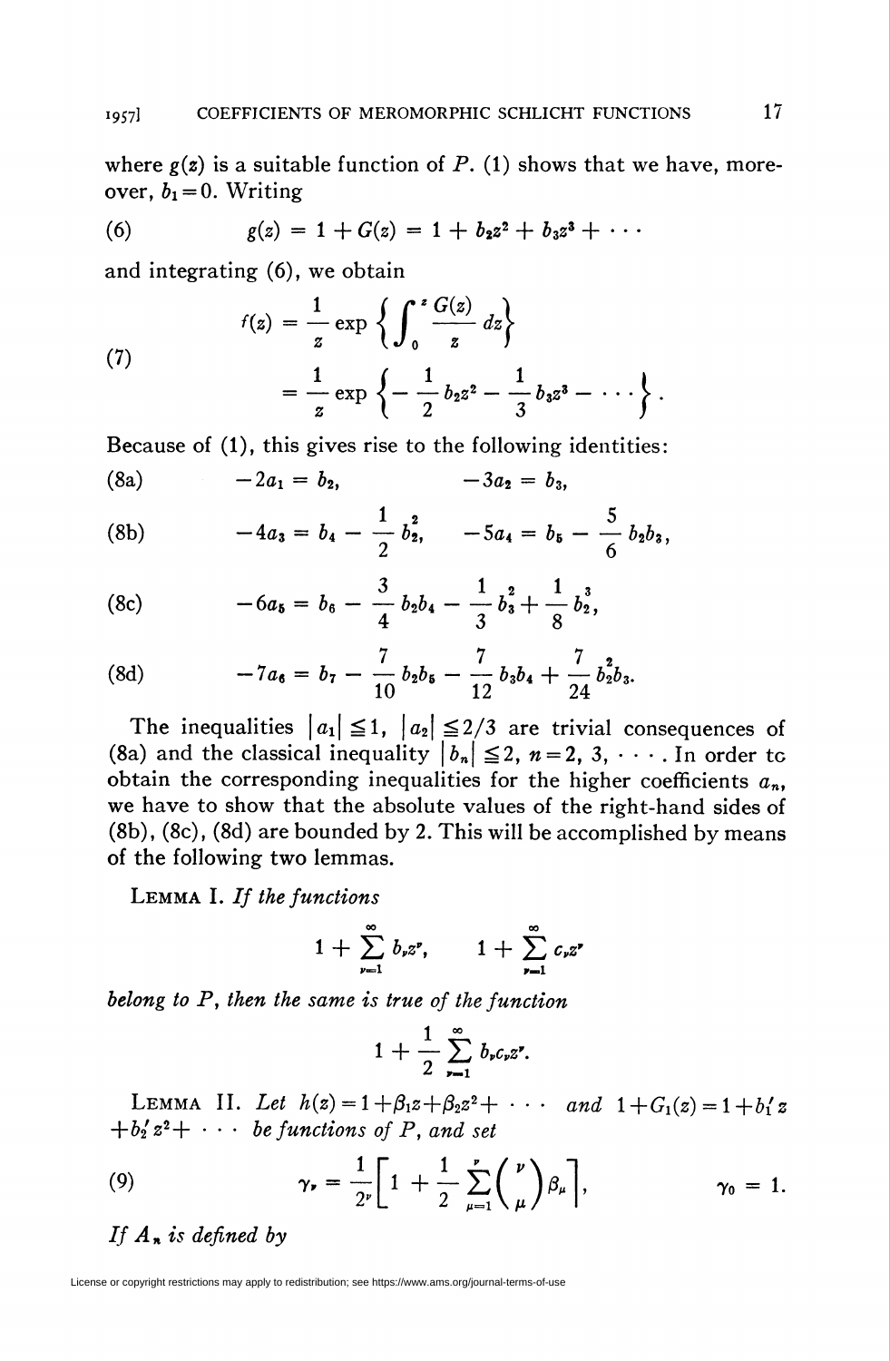where $g(z)$ is a suitable function of $P$. (1) shows that we have, moreover, $b_1 = 0$. Writing

$$g(z) = 1 + G(z) = 1 + b_2 z^2 + b_3 z^3 + \cdots \tag{6}$$

and integrating (6), we obtain

$$\begin{aligned} f(z) &= \frac{1}{z} \exp\left\{ \int_0^z \frac{G(z)}{z}\, dz \right\} \\ &= \frac{1}{z} \exp\left\{ -\frac{1}{2} b_2 z^2 - \frac{1}{3} b_3 z^3 - \cdots \right\}. \end{aligned} \tag{7}$$

Because of (1), this gives rise to the following identities:

$$-2a_1 = b_2, \qquad -3a_2 = b_3, \tag{8a}$$

$$-4a_3 = b_4 - \frac{1}{2} b_2^2, \quad -5a_4 = b_5 - \frac{5}{6} b_2 b_3, \tag{8b}$$

$$-6a_5 = b_6 - \frac{3}{4} b_2 b_4 - \frac{1}{3} b_3^2 + \frac{1}{8} b_2^3, \tag{8c}$$

$$-7a_6 = b_7 - \frac{7}{10} b_2 b_5 - \frac{7}{12} b_3 b_4 + \frac{7}{24} b_2^2 b_3. \tag{8d}$$

The inequalities $|a_1| \leqq 1$, $|a_2| \leqq 2/3$ are trivial consequences of (8a) and the classical inequality $|b_n| \leqq 2$, $n = 2, 3, \cdots$. In order to obtain the corresponding inequalities for the higher coefficients $a_n$, we have to show that the absolute values of the right-hand sides of (8b), (8c), (8d) are bounded by 2. This will be accomplished by means of the following two lemmas.

Lemma I. *If the functions*

$$1 + \sum_{\nu=1}^{\infty} b_\nu z^\nu, \qquad 1 + \sum_{\nu=1}^{\infty} c_\nu z^\nu$$

*belong to $P$, then the same is true of the function*

$$1 + \frac{1}{2} \sum_{\nu=1}^{\infty} b_\nu c_\nu z^\nu.$$

Lemma II. *Let $h(z) = 1 + \beta_1 z + \beta_2 z^2 + \cdots$ and $1 + G_1(z) = 1 + b_1' z + b_2' z^2 + \cdots$ be functions of $P$, and set*

$$\gamma_\nu = \frac{1}{2^\nu}\left[ 1 + \frac{1}{2} \sum_{\mu=1}^{\nu} \binom{\nu}{\mu} \beta_\mu \right], \qquad \gamma_0 = 1. \tag{9}$$

*If $A_n$ is defined by*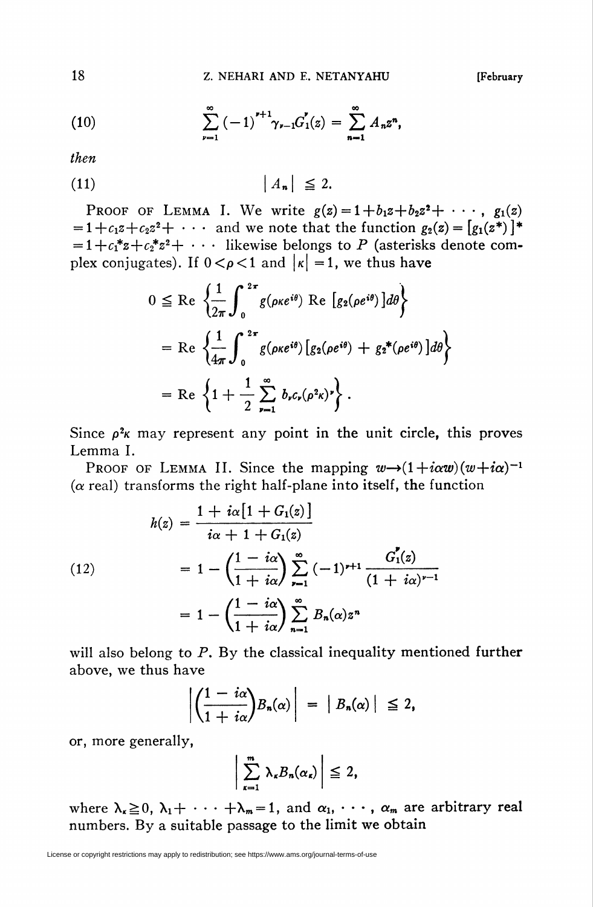$$\sum_{\nu=1}^{\infty} (-1)^{\nu+1} \gamma_{\nu-1} G_1^{\nu}(z) = \sum_{n=1}^{\infty} A_n z^n, \tag{10}$$

*then*

$$|A_n| \leqq 2. \tag{11}$$

PROOF OF LEMMA I. We write $g(z) = 1 + b_1 z + b_2 z^2 + \cdots$, $g_1(z) = 1 + c_1 z + c_2 z^2 + \cdots$ and we note that the function $g_2(z) = [g_1(z^*)]^* = 1 + c_1^* z + c_2^* z^2 + \cdots$ likewise belongs to $P$ (asterisks denote complex conjugates). If $0 < \rho < 1$ and $|\kappa| = 1$, we thus have

$$\begin{aligned} 0 &\leqq \text{Re}\left\{\frac{1}{2\pi}\int_0^{2\pi} g(\rho\kappa e^{i\theta}) \text{ Re } [g_2(\rho e^{i\theta})] d\theta\right\} \\ &= \text{Re}\left\{\frac{1}{4\pi}\int_0^{2\pi} g(\rho\kappa e^{i\theta})[g_2(\rho e^{i\theta}) + g_2^*(\rho e^{i\theta})] d\theta\right\} \\ &= \text{Re}\left\{1 + \frac{1}{2}\sum_{\nu=1}^{\infty} b_\nu c_\nu (\rho^2\kappa)^\nu\right\}. \end{aligned}$$

Since $\rho^2\kappa$ may represent any point in the unit circle, this proves Lemma I.

PROOF OF LEMMA II. Since the mapping $w \rightarrow (1 + i\alpha w)(w + i\alpha)^{-1}$ ($\alpha$ real) transforms the right half-plane into itself, the function

$$\begin{aligned} h(z) &= \frac{1 + i\alpha[1 + G_1(z)]}{i\alpha + 1 + G_1(z)} \\ &= 1 - \left(\frac{1 - i\alpha}{1 + i\alpha}\right)\sum_{\nu=1}^{\infty} (-1)^{\nu+1} \frac{G_1^{\nu}(z)}{(1 + i\alpha)^{\nu-1}} \\ &= 1 - \left(\frac{1 - i\alpha}{1 + i\alpha}\right)\sum_{n=1}^{\infty} B_n(\alpha) z^n \end{aligned} \tag{12}$$

will also belong to $P$. By the classical inequality mentioned further above, we thus have

$$\left|\left(\frac{1 - i\alpha}{1 + i\alpha}\right) B_n(\alpha)\right| = |B_n(\alpha)| \leqq 2,$$

or, more generally,

$$\left|\sum_{\kappa=1}^{m} \lambda_\kappa B_n(\alpha_\kappa)\right| \leqq 2,$$

where $\lambda_\kappa \geqq 0$, $\lambda_1 + \cdots + \lambda_m = 1$, and $\alpha_1, \cdots, \alpha_m$ are arbitrary real numbers. By a suitable passage to the limit we obtain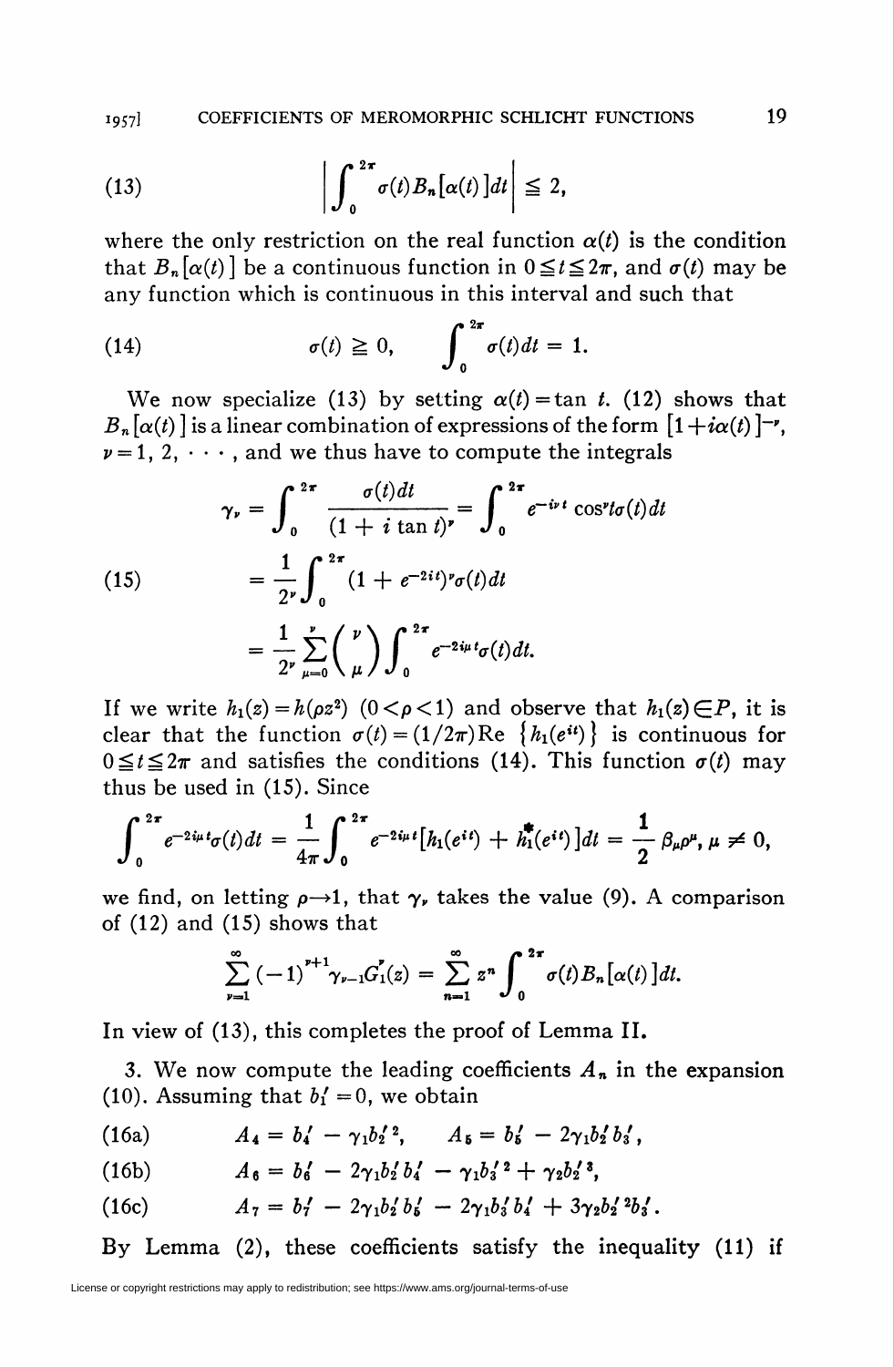$$\left| \int_0^{2\pi} \sigma(t) B_n[\alpha(t)] dt \right| \leqq 2, \tag{13}$$

where the only restriction on the real function $\alpha(t)$ is the condition that $B_n[\alpha(t)]$ be a continuous function in $0 \leqq t \leqq 2\pi$, and $\sigma(t)$ may be any function which is continuous in this interval and such that

$$\sigma(t) \geqq 0, \qquad \int_0^{2\pi} \sigma(t) dt = 1. \tag{14}$$

We now specialize (13) by setting $\alpha(t) = \tan t$. (12) shows that $B_n[\alpha(t)]$ is a linear combination of expressions of the form $[1 + i\alpha(t)]^{-\nu}$, $\nu = 1, 2, \cdots$, and we thus have to compute the integrals

$$\begin{aligned} \gamma_\nu &= \int_0^{2\pi} \frac{\sigma(t) dt}{(1 + i \tan t)^\nu} = \int_0^{2\pi} e^{-i\nu t} \cos^\nu t \sigma(t) dt \\ &= \frac{1}{2^\nu} \int_0^{2\pi} (1 + e^{-2it})^\nu \sigma(t) dt \\ &= \frac{1}{2^\nu} \sum_{\mu=0}^{\nu} \binom{\nu}{\mu} \int_0^{2\pi} e^{-2i\mu t} \sigma(t) dt. \end{aligned} \tag{15}$$

If we write $h_1(z) = h(\rho z^2)$ $(0 < \rho < 1)$ and observe that $h_1(z) \in P$, it is clear that the function $\sigma(t) = (1/2\pi) \operatorname{Re} \{h_1(e^{it})\}$ is continuous for $0 \leqq t \leqq 2\pi$ and satisfies the conditions (14). This function $\sigma(t)$ may thus be used in (15). Since

$$\int_0^{2\pi} e^{-2i\mu t} \sigma(t) dt = \frac{1}{4\pi} \int_0^{2\pi} e^{-2i\mu t} [h_1(e^{it}) + \overset{*}{h}_1(e^{it})] dt = \frac{1}{2} \beta_\mu \rho^\mu, \ \mu \neq 0,$$

we find, on letting $\rho \to 1$, that $\gamma_\nu$ takes the value (9). A comparison of (12) and (15) shows that

$$\sum_{\nu=1}^{\infty} (-1)^{\nu+1} \gamma_{\nu-1} G_1^\nu(z) = \sum_{n=1}^{\infty} z^n \int_0^{2\pi} \sigma(t) B_n[\alpha(t)] dt.$$

In view of (13), this completes the proof of Lemma II.

3. We now compute the leading coefficients $A_n$ in the expansion (10). Assuming that $b_1' = 0$, we obtain

$$A_4 = b_4' - \gamma_1 b_2'^2, \qquad A_5 = b_5' - 2\gamma_1 b_2' b_3', \tag{16a}$$

$$A_6 = b_6' - 2\gamma_1 b_2' b_4' - \gamma_1 b_3'^2 + \gamma_2 b_2'^3, \tag{16b}$$

$$A_7 = b_7' - 2\gamma_1 b_2' b_5' - 2\gamma_1 b_3' b_4' + 3\gamma_2 b_2'^2 b_3'. \tag{16c}$$

By Lemma (2), these coefficients satisfy the inequality (11) if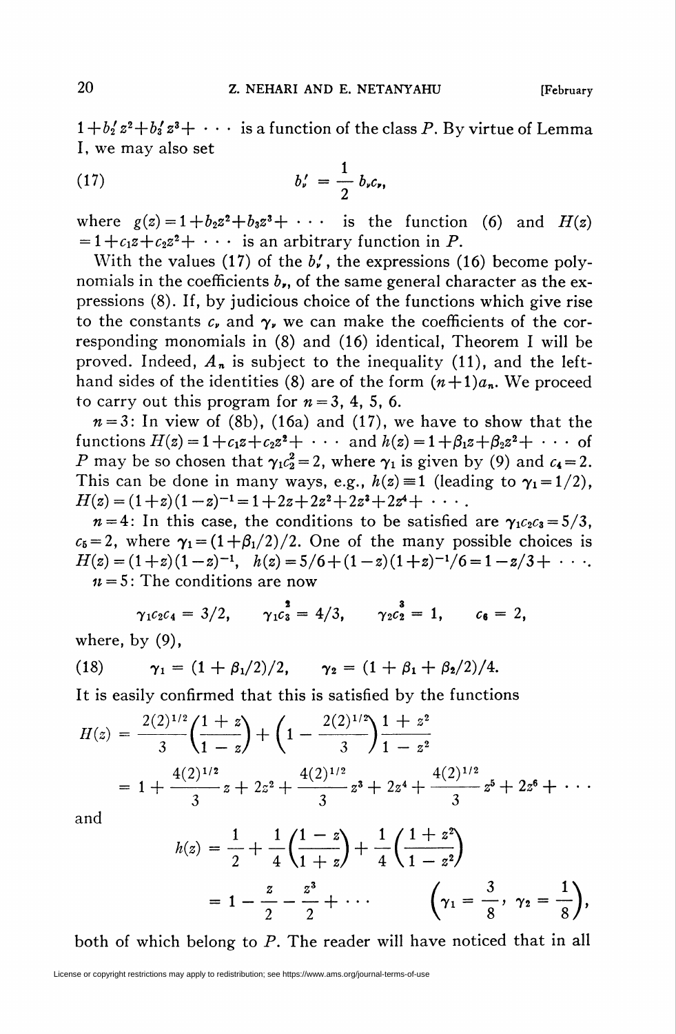$1+b_2'z^2+b_3'z^3+\cdots$ is a function of the class $P$. By virtue of Lemma I, we may also set

$$b_\nu' = \frac{1}{2} b_\nu c_\nu, \tag{17}$$

where $g(z)=1+b_2z^2+b_3z^3+\cdots$ is the function (6) and $H(z)=1+c_1z+c_2z^2+\cdots$ is an arbitrary function in $P$.

With the values (17) of the $b_\nu'$, the expressions (16) become polynomials in the coefficients $b_\nu$, of the same general character as the expressions (8). If, by judicious choice of the functions which give rise to the constants $c_\nu$ and $\gamma_\nu$ we can make the coefficients of the corresponding monomials in (8) and (16) identical, Theorem I will be proved. Indeed, $A_n$ is subject to the inequality (11), and the left-hand sides of the identities (8) are of the form $(n+1)a_n$. We proceed to carry out this program for $n=3, 4, 5, 6$.

$n=3$: In view of (8b), (16a) and (17), we have to show that the functions $H(z)=1+c_1z+c_2z^2+\cdots$ and $h(z)=1+\beta_1z+\beta_2z^2+\cdots$ of $P$ may be so chosen that $\gamma_1c_2^2=2$, where $\gamma_1$ is given by (9) and $c_4=2$. This can be done in many ways, e.g., $h(z)\equiv 1$ (leading to $\gamma_1=1/2$), $H(z)=(1+z)(1-z)^{-1}=1+2z+2z^2+2z^3+2z^4+\cdots$.

$n=4$: In this case, the conditions to be satisfied are $\gamma_1c_2c_3=5/3$, $c_5=2$, where $\gamma_1=(1+\beta_1/2)/2$. One of the many possible choices is $H(z)=(1+z)(1-z)^{-1}$, $h(z)=5/6+(1-z)(1+z)^{-1}/6=1-z/3+\cdots$.

$n=5$: The conditions are now

$$\gamma_1c_2c_4=3/2, \qquad \gamma_1c_3^2=4/3, \qquad \gamma_2c_2^3=1, \qquad c_6=2,$$

where, by (9),

$$\gamma_1=(1+\beta_1/2)/2, \qquad \gamma_2=(1+\beta_1+\beta_2/2)/4. \tag{18}$$

It is easily confirmed that this is satisfied by the functions

$$\begin{aligned} H(z) &= \frac{2(2)^{1/2}}{3}\left(\frac{1+z}{1-z}\right)+\left(1-\frac{2(2)^{1/2}}{3}\right)\frac{1+z^2}{1-z^2} \\ &= 1+\frac{4(2)^{1/2}}{3}z+2z^2+\frac{4(2)^{1/2}}{3}z^3+2z^4+\frac{4(2)^{1/2}}{3}z^5+2z^6+\cdots \end{aligned}$$

and

$$\begin{aligned} h(z) &= \frac{1}{2}+\frac{1}{4}\left(\frac{1-z}{1+z}\right)+\frac{1}{4}\left(\frac{1+z^2}{1-z^2}\right) \\ &= 1-\frac{z}{2}-\frac{z^3}{2}+\cdots \qquad \left(\gamma_1=\frac{3}{8},\ \gamma_2=\frac{1}{8}\right), \end{aligned}$$

both of which belong to $P$. The reader will have noticed that in all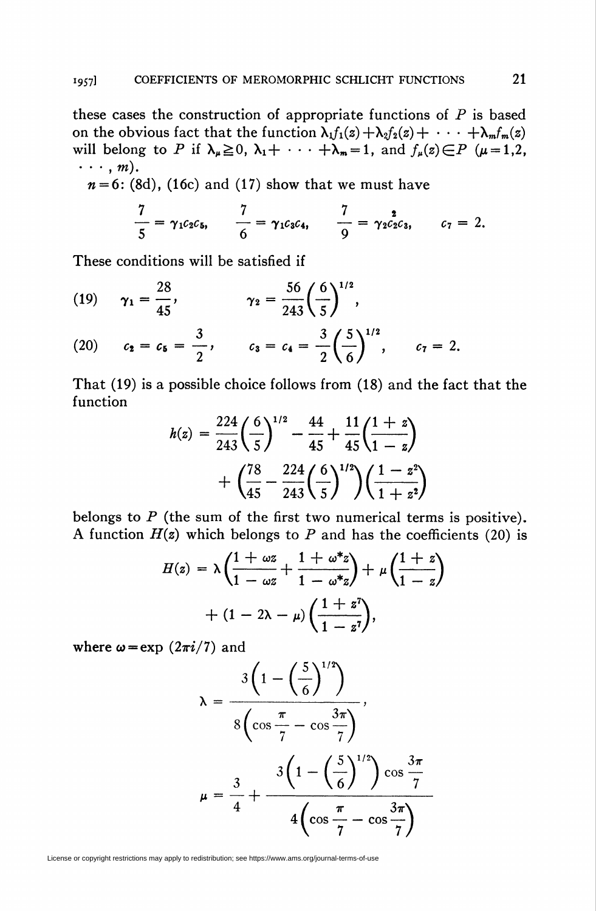these cases the construction of appropriate functions of $P$ is based on the obvious fact that the function $\lambda_1 f_1(z)+\lambda_2 f_2(z)+\cdots+\lambda_m f_m(z)$ will belong to $P$ if $\lambda_\mu \geqq 0$, $\lambda_1+\cdots+\lambda_m=1$, and $f_\mu(z)\in P$ $(\mu=1,2,\cdots,m)$.

$n=6$: (8d), (16c) and (17) show that we must have

$$\frac{7}{5}=\gamma_1 c_2 c_5, \qquad \frac{7}{6}=\gamma_1 c_3 c_4, \qquad \frac{7}{9}=\gamma_2 c_2^2 c_3, \qquad c_7=2.$$

These conditions will be satisfied if

$$\gamma_1=\frac{28}{45}, \qquad \gamma_2=\frac{56}{243}\left(\frac{6}{5}\right)^{1/2}, \tag{19}$$

$$c_2=c_5=\frac{3}{2}, \qquad c_3=c_4=\frac{3}{2}\left(\frac{5}{6}\right)^{1/2}, \qquad c_7=2. \tag{20}$$

That (19) is a possible choice follows from (18) and the fact that the function

$$h(z)=\frac{224}{243}\left(\frac{6}{5}\right)^{1/2}-\frac{44}{45}+\frac{11}{45}\left(\frac{1+z}{1-z}\right) + \left(\frac{78}{45}-\frac{224}{243}\left(\frac{6}{5}\right)^{1/2}\right)\left(\frac{1-z^2}{1+z^2}\right)$$

belongs to $P$ (the sum of the first two numerical terms is positive). A function $H(z)$ which belongs to $P$ and has the coefficients (20) is

$$H(z)=\lambda\left(\frac{1+\omega z}{1-\omega z}+\frac{1+\omega^* z}{1-\omega^* z}\right)+\mu\left(\frac{1+z}{1-z}\right) + (1-2\lambda-\mu)\left(\frac{1+z^7}{1-z^7}\right),$$

where $\omega=\exp(2\pi i/7)$ and

$$\lambda=\frac{3\left(1-\left(\frac{5}{6}\right)^{1/2}\right)}{8\left(\cos\frac{\pi}{7}-\cos\frac{3\pi}{7}\right)},$$

$$\mu=\frac{3}{4}+\frac{3\left(1-\left(\frac{5}{6}\right)^{1/2}\right)\cos\frac{3\pi}{7}}{4\left(\cos\frac{\pi}{7}-\cos\frac{3\pi}{7}\right)}$$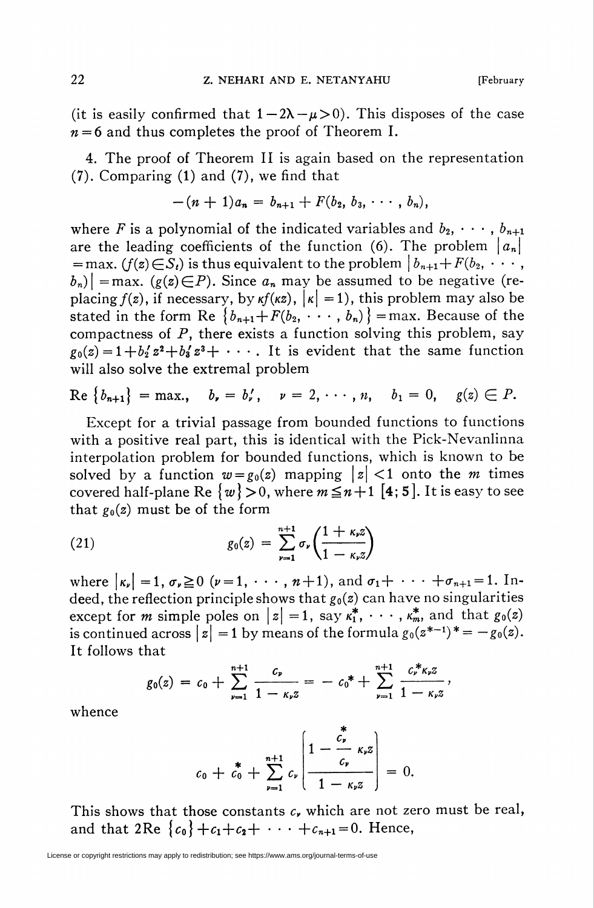(it is easily confirmed that $1-2\lambda-\mu>0$). This disposes of the case $n=6$ and thus completes the proof of Theorem I.

4. The proof of Theorem II is again based on the representation (7). Comparing (1) and (7), we find that

$$-(n+1)a_n = b_{n+1} + F(b_2, b_3, \cdots, b_n),$$

where $F$ is a polynomial of the indicated variables and $b_2, \cdots, b_{n+1}$ are the leading coefficients of the function (6). The problem $|a_n| = \max.$ $(f(z)\in S_t)$ is thus equivalent to the problem $|b_{n+1}+F(b_2, \cdots, b_n)| = \max.$ $(g(z)\in P)$. Since $a_n$ may be assumed to be negative (replacing $f(z)$, if necessary, by $\kappa f(\kappa z)$, $|\kappa|=1$), this problem may also be stated in the form $\operatorname{Re}\{b_{n+1}+F(b_2, \cdots, b_n)\} = \max.$ Because of the compactness of $P$, there exists a function solving this problem, say $g_0(z) = 1 + b_2' z^2 + b_3' z^3 + \cdots$. It is evident that the same function will also solve the extremal problem

$$\operatorname{Re}\{b_{n+1}\} = \max., \quad b_\nu = b_\nu', \quad \nu = 2, \cdots, n, \quad b_1 = 0, \quad g(z) \in P.$$

Except for a trivial passage from bounded functions to functions with a positive real part, this is identical with the Pick-Nevanlinna interpolation problem for bounded functions, which is known to be solved by a function $w = g_0(z)$ mapping $|z|<1$ onto the $m$ times covered half-plane $\operatorname{Re}\{w\}>0$, where $m \leqq n+1$ [4; 5]. It is easy to see that $g_0(z)$ must be of the form

$$g_0(z) = \sum_{\nu=1}^{n+1} \sigma_\nu \left(\frac{1+\kappa_\nu z}{1-\kappa_\nu z}\right) \tag{21}$$

where $|\kappa_\nu| = 1$, $\sigma_\nu \geqq 0$ $(\nu = 1, \cdots, n+1)$, and $\sigma_1 + \cdots + \sigma_{n+1} = 1$. Indeed, the reflection principle shows that $g_0(z)$ can have no singularities except for $m$ simple poles on $|z|=1$, say $\kappa_1^*, \cdots, \kappa_m^*$, and that $g_0(z)$ is continued across $|z|=1$ by means of the formula $g_0(z^{*-1})^* = -g_0(z)$. It follows that

$$g_0(z) = c_0 + \sum_{\nu=1}^{n+1} \frac{c_\nu}{1-\kappa_\nu z} = -c_0^* + \sum_{\nu=1}^{n+1} \frac{c_\nu^* \kappa_\nu z}{1-\kappa_\nu z},$$

whence

$$c_0 + c_0^* + \sum_{\nu=1}^{n+1} c_\nu \left[\frac{1 - \dfrac{c_\nu^*}{c_\nu}\kappa_\nu z}{1-\kappa_\nu z}\right] = 0.$$

This shows that those constants $c_\nu$ which are not zero must be real, and that $2\operatorname{Re}\{c_0\} + c_1 + c_2 + \cdots + c_{n+1} = 0$. Hence,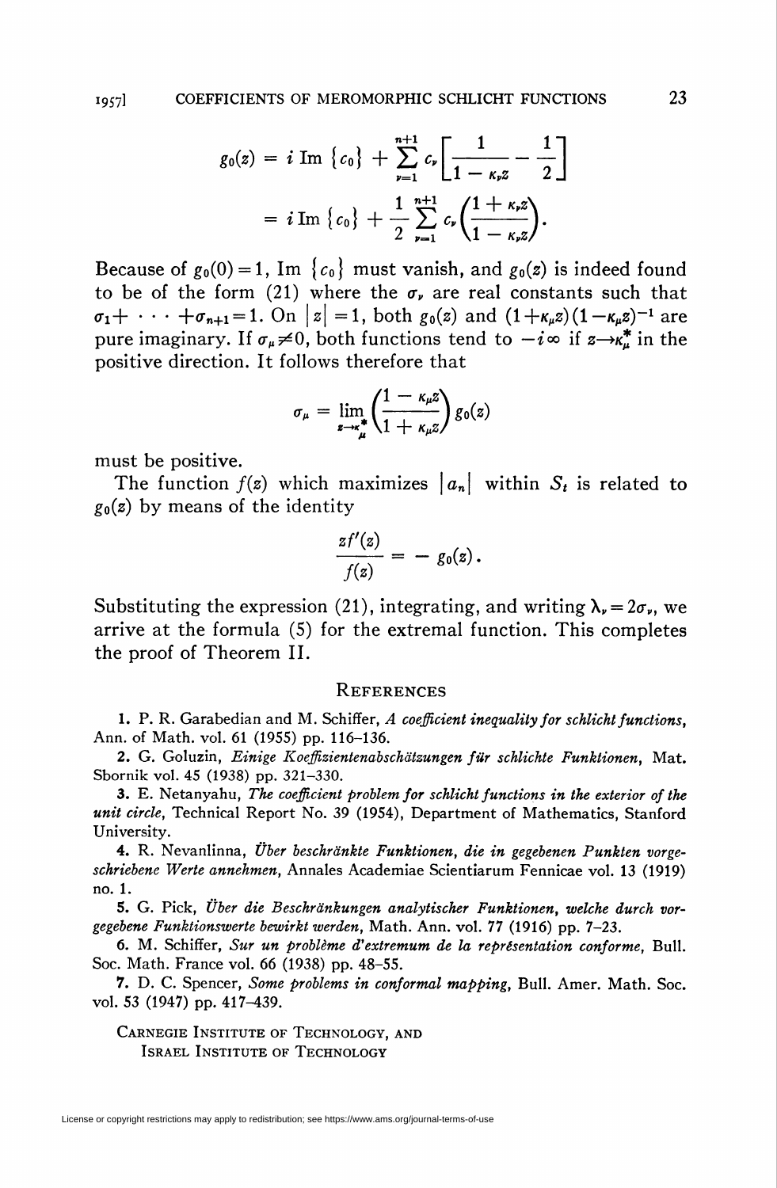$$g_0(z) = i \operatorname{Im} \{c_0\} + \sum_{\nu=1}^{n+1} c_\nu \left[ \frac{1}{1 - \kappa_\nu z} - \frac{1}{2} \right]$$

$$= i \operatorname{Im} \{c_0\} + \frac{1}{2} \sum_{\nu=1}^{n+1} c_\nu \left( \frac{1 + \kappa_\nu z}{1 - \kappa_\nu z} \right).$$

Because of $g_0(0) = 1$, $\operatorname{Im} \{c_0\}$ must vanish, and $g_0(z)$ is indeed found to be of the form (21) where the $\sigma_\nu$ are real constants such that $\sigma_1 + \cdots + \sigma_{n+1} = 1$. On $|z| = 1$, both $g_0(z)$ and $(1 + \kappa_\mu z)(1 - \kappa_\mu z)^{-1}$ are pure imaginary. If $\sigma_\mu \neq 0$, both functions tend to $-i\infty$ if $z \to \kappa_\mu^*$ in the positive direction. It follows therefore that

$$\sigma_\mu = \lim_{z \to \kappa_\mu^*} \left( \frac{1 - \kappa_\mu z}{1 + \kappa_\mu z} \right) g_0(z)$$

must be positive.

The function $f(z)$ which maximizes $|a_n|$ within $S_t$ is related to $g_0(z)$ by means of the identity

$$\frac{z f'(z)}{f(z)} = - g_0(z).$$

Substituting the expression (21), integrating, and writing $\lambda_\nu = 2\sigma_\nu$, we arrive at the formula (5) for the extremal function. This completes the proof of Theorem II.

## References

1. P. R. Garabedian and M. Schiffer, *A coefficient inequality for schlicht functions*, Ann. of Math. vol. 61 (1955) pp. 116–136.

2. G. Goluzin, *Einige Koeffizientenabschätzungen für schlichte Funktionen*, Mat. Sbornik vol. 45 (1938) pp. 321–330.

3. E. Netanyahu, *The coefficient problem for schlicht functions in the exterior of the unit circle*, Technical Report No. 39 (1954), Department of Mathematics, Stanford University.

4. R. Nevanlinna, *Über beschränkte Funktionen, die in gegebenen Punkten vorgeschriebene Werte annehmen*, Annales Academiae Scientiarum Fennicae vol. 13 (1919) no. 1.

5. G. Pick, *Über die Beschränkungen analytischer Funktionen, welche durch vorgegebene Funktionswerte bewirkt werden*, Math. Ann. vol. 77 (1916) pp. 7–23.

6. M. Schiffer, *Sur un problème d'extremum de la représentation conforme*, Bull. Soc. Math. France vol. 66 (1938) pp. 48–55.

7. D. C. Spencer, *Some problems in conformal mapping*, Bull. Amer. Math. Soc. vol. 53 (1947) pp. 417–439.

Carnegie Institute of Technology, and
Israel Institute of Technology